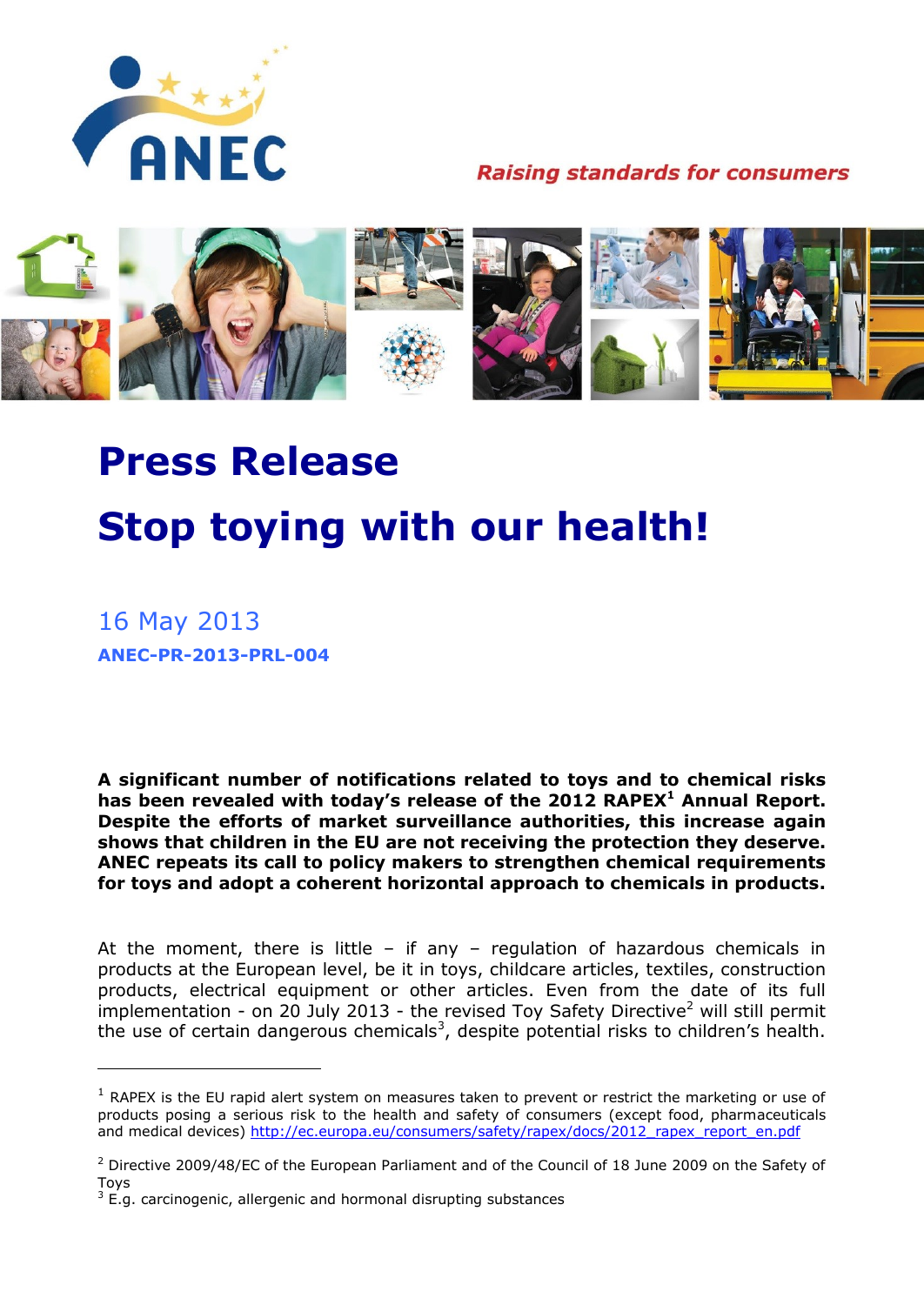ANEC

*Raising standards for consumers*

# Press Release

# Stop toying with our health!

16 May 2013

**ANEC-PR-2013-PRL-004**

**A significant number of notifications related to toys and to chemical risks has been revealed with today's release of the 2012 RAPEX[1] Annual Report. Despite the efforts of market surveillance authorities, this increase again shows that children in the EU are not receiving the protection they deserve. ANEC repeats its call to policy makers to strengthen chemical requirements for toys and adopt a coherent horizontal approach to chemicals in products.**

At the moment, there is little – if any – regulation of hazardous chemicals in products at the European level, be it in toys, childcare articles, textiles, construction products, electrical equipment or other articles. Even from the date of its full implementation - on 20 July 2013 - the revised Toy Safety Directive[2] will still permit the use of certain dangerous chemicals[3], despite potential risks to children's health.

---

[1] RAPEX is the EU rapid alert system on measures taken to prevent or restrict the marketing or use of products posing a serious risk to the health and safety of consumers (except food, pharmaceuticals and medical devices) http://ec.europa.eu/consumers/safety/rapex/docs/2012_rapex_report_en.pdf

[2] Directive 2009/48/EC of the European Parliament and of the Council of 18 June 2009 on the Safety of Toys

[3] E.g. carcinogenic, allergenic and hormonal disrupting substances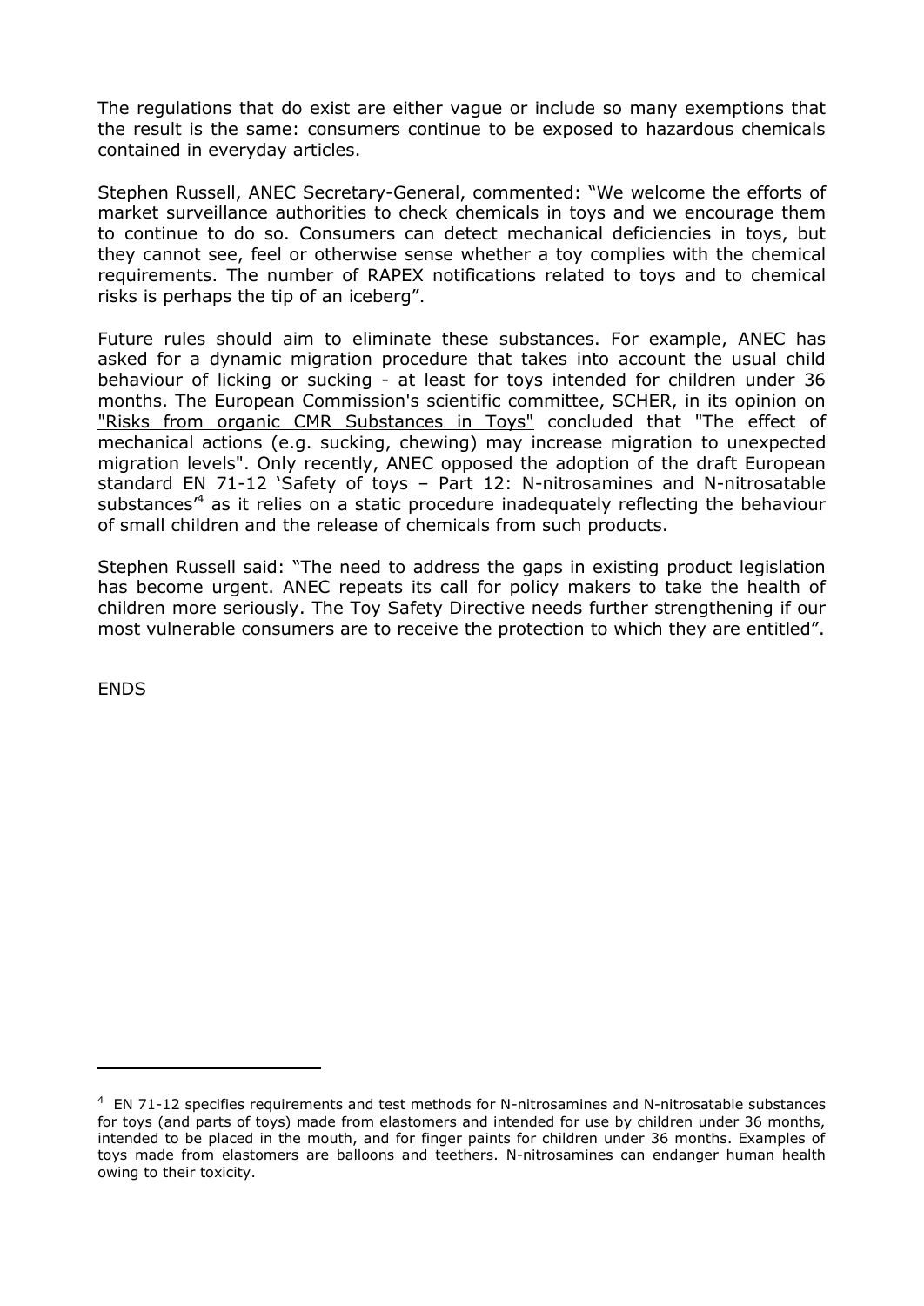The regulations that do exist are either vague or include so many exemptions that the result is the same: consumers continue to be exposed to hazardous chemicals contained in everyday articles.

Stephen Russell, ANEC Secretary-General, commented: "We welcome the efforts of market surveillance authorities to check chemicals in toys and we encourage them to continue to do so. Consumers can detect mechanical deficiencies in toys, but they cannot see, feel or otherwise sense whether a toy complies with the chemical requirements. The number of RAPEX notifications related to toys and to chemical risks is perhaps the tip of an iceberg".

Future rules should aim to eliminate these substances. For example, ANEC has asked for a dynamic migration procedure that takes into account the usual child behaviour of licking or sucking - at least for toys intended for children under 36 months. The European Commission's scientific committee, SCHER, in its opinion on "Risks from organic CMR Substances in Toys" concluded that "The effect of mechanical actions (e.g. sucking, chewing) may increase migration to unexpected migration levels". Only recently, ANEC opposed the adoption of the draft European standard EN 71-12 'Safety of toys – Part 12: N-nitrosamines and N-nitrosatable substances'[4] as it relies on a static procedure inadequately reflecting the behaviour of small children and the release of chemicals from such products.

Stephen Russell said: "The need to address the gaps in existing product legislation has become urgent. ANEC repeats its call for policy makers to take the health of children more seriously. The Toy Safety Directive needs further strengthening if our most vulnerable consumers are to receive the protection to which they are entitled".

ENDS

---

[4] EN 71-12 specifies requirements and test methods for N-nitrosamines and N-nitrosatable substances for toys (and parts of toys) made from elastomers and intended for use by children under 36 months, intended to be placed in the mouth, and for finger paints for children under 36 months. Examples of toys made from elastomers are balloons and teethers. N-nitrosamines can endanger human health owing to their toxicity.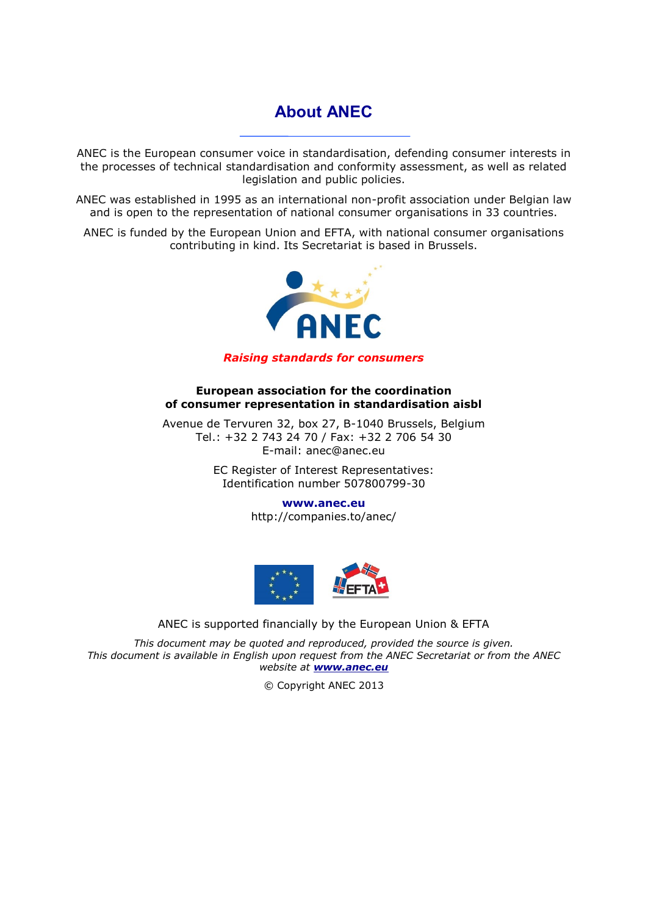# About ANEC

ANEC is the European consumer voice in standardisation, defending consumer interests in the processes of technical standardisation and conformity assessment, as well as related legislation and public policies.

ANEC was established in 1995 as an international non-profit association under Belgian law and is open to the representation of national consumer organisations in 33 countries.

ANEC is funded by the European Union and EFTA, with national consumer organisations contributing in kind. Its Secretariat is based in Brussels.

ANEC

***Raising standards for consumers***

**European association for the coordination of consumer representation in standardisation aisbl**

Avenue de Tervuren 32, box 27, B-1040 Brussels, Belgium
Tel.: +32 2 743 24 70 / Fax: +32 2 706 54 30
E-mail: anec@anec.eu

EC Register of Interest Representatives:
Identification number 507800799-30

**www.anec.eu**
http://companies.to/anec/

ANEC is supported financially by the European Union & EFTA

*This document may be quoted and reproduced, provided the source is given.*
*This document is available in English upon request from the ANEC Secretariat or from the ANEC website at* ***www.anec.eu***

© Copyright ANEC 2013